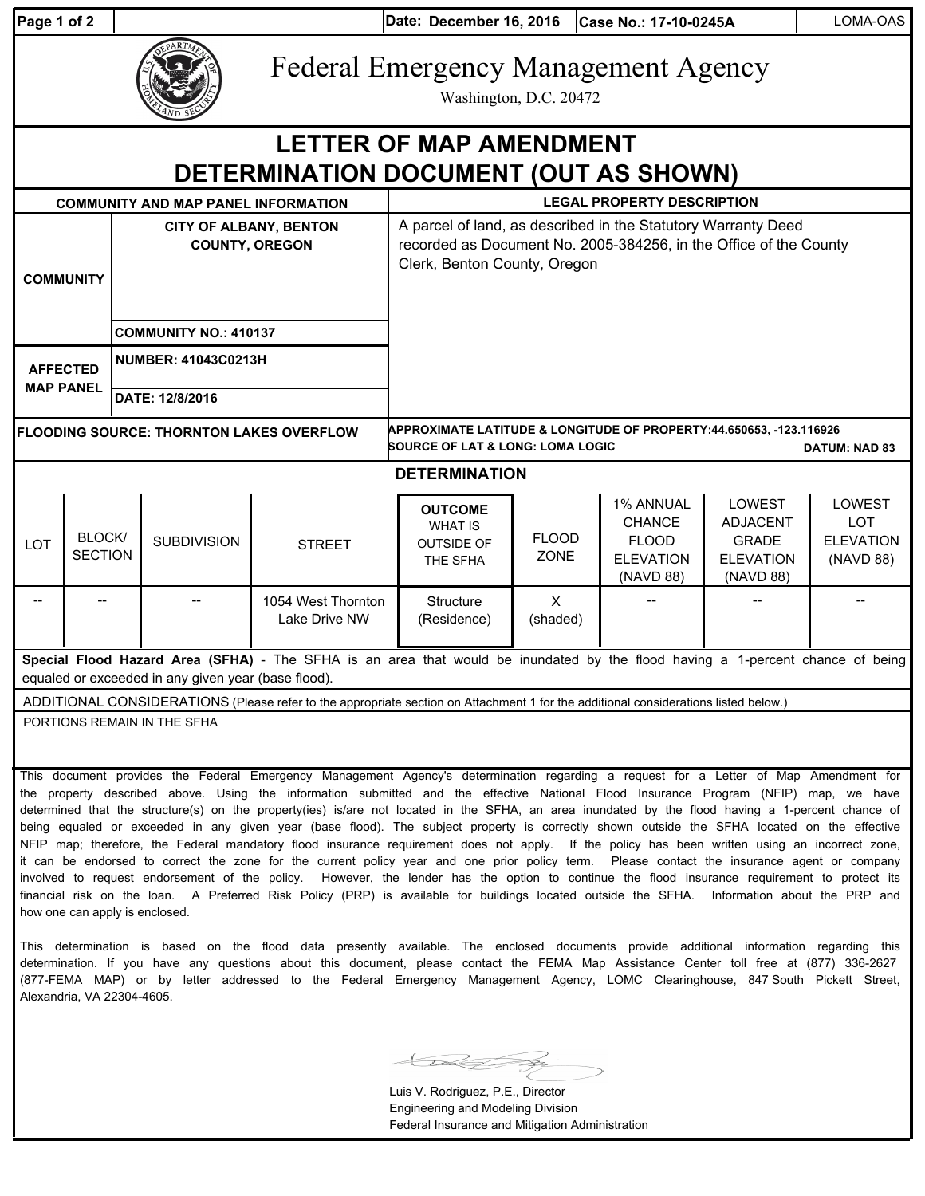Date: December 16, 2016 | Case No.: 17-10-0245A | LOMA-OAS

# Federal Emergency Management Agency

Washington, D.C. 20472

# LETTER OF MAP AMENDMENT DETERMINATION DOCUMENT (OUT AS SHOWN)

| COMMUNITY AND MAP PANEL INFORMATION | | LEGAL PROPERTY DESCRIPTION |
|---|---|---|
| COMMUNITY | CITY OF ALBANY, BENTON COUNTY, OREGON | A parcel of land, as described in the Statutory Warranty Deed recorded as Document No. 2005-384256, in the Office of the County Clerk, Benton County, Oregon |
| | COMMUNITY NO.: 410137 | |
| AFFECTED MAP PANEL | NUMBER: 41043C0213H | |
| | DATE: 12/8/2016 | |

**FLOODING SOURCE:** THORNTON LAKES OVERFLOW

**APPROXIMATE LATITUDE & LONGITUDE OF PROPERTY:** 44.650653, -123.116926
**SOURCE OF LAT & LONG:** LOMA LOGIC **DATUM:** NAD 83

## DETERMINATION

| LOT | BLOCK/ SECTION | SUBDIVISION | STREET | OUTCOME WHAT IS OUTSIDE OF THE SFHA | FLOOD ZONE | 1% ANNUAL CHANCE FLOOD ELEVATION (NAVD 88) | LOWEST ADJACENT GRADE ELEVATION (NAVD 88) | LOWEST LOT ELEVATION (NAVD 88) |
|---|---|---|---|---|---|---|---|---|
| -- | -- | -- | 1054 West Thornton Lake Drive NW | Structure (Residence) | X (shaded) | -- | -- | -- |

**Special Flood Hazard Area (SFHA)** - The SFHA is an area that would be inundated by the flood having a 1-percent chance of being equaled or exceeded in any given year (base flood).

ADDITIONAL CONSIDERATIONS (Please refer to the appropriate section on Attachment 1 for the additional considerations listed below.)

PORTIONS REMAIN IN THE SFHA

This document provides the Federal Emergency Management Agency's determination regarding a request for a Letter of Map Amendment for the property described above. Using the information submitted and the effective National Flood Insurance Program (NFIP) map, we have determined that the structure(s) on the property(ies) is/are not located in the SFHA, an area inundated by the flood having a 1-percent chance of being equaled or exceeded in any given year (base flood). The subject property is correctly shown outside the SFHA located on the effective NFIP map; therefore, the Federal mandatory flood insurance requirement does not apply. If the policy has been written using an incorrect zone, it can be endorsed to correct the zone for the current policy year and one prior policy term. Please contact the insurance agent or company involved to request endorsement of the policy. However, the lender has the option to continue the flood insurance requirement to protect its financial risk on the loan. A Preferred Risk Policy (PRP) is available for buildings located outside the SFHA. Information about the PRP and how one can apply is enclosed.

This determination is based on the flood data presently available. The enclosed documents provide additional information regarding this determination. If you have any questions about this document, please contact the FEMA Map Assistance Center toll free at (877) 336-2627 (877-FEMA MAP) or by letter addressed to the Federal Emergency Management Agency, LOMC Clearinghouse, 847 South Pickett Street, Alexandria, VA 22304-4605.

Luis V. Rodriguez, P.E., Director
Engineering and Modeling Division
Federal Insurance and Mitigation Administration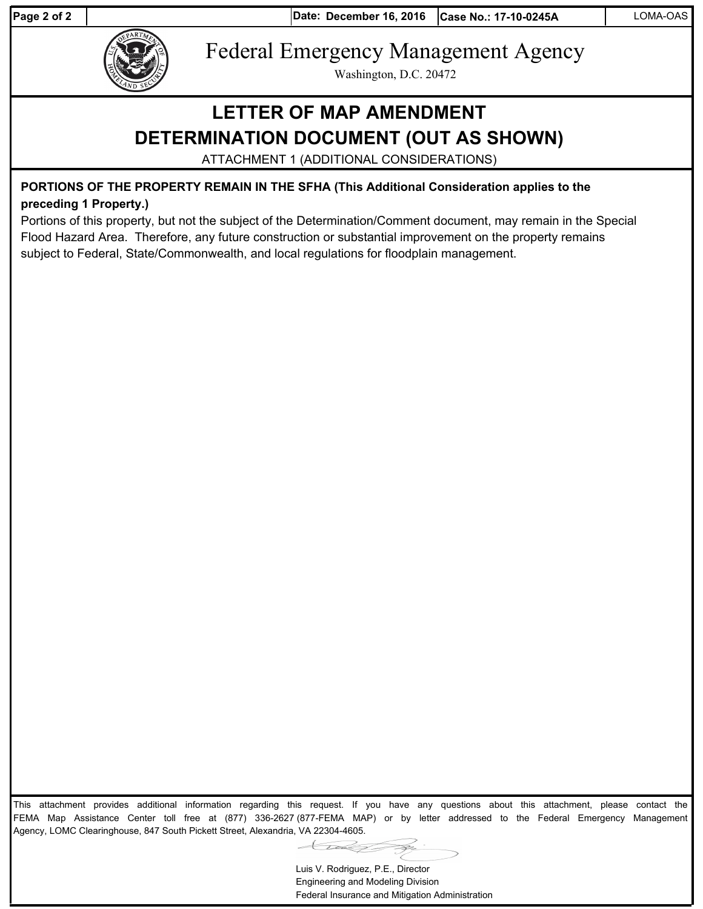Date: December 16, 2016 | Case No.: 17-10-0245A | LOMA-OAS

# Federal Emergency Management Agency

Washington, D.C. 20472

## LETTER OF MAP AMENDMENT DETERMINATION DOCUMENT (OUT AS SHOWN)

ATTACHMENT 1 (ADDITIONAL CONSIDERATIONS)

**PORTIONS OF THE PROPERTY REMAIN IN THE SFHA (This Additional Consideration applies to the preceding 1 Property.)**

Portions of this property, but not the subject of the Determination/Comment document, may remain in the Special Flood Hazard Area. Therefore, any future construction or substantial improvement on the property remains subject to Federal, State/Commonwealth, and local regulations for floodplain management.

This attachment provides additional information regarding this request. If you have any questions about this attachment, please contact the FEMA Map Assistance Center toll free at (877) 336-2627 (877-FEMA MAP) or by letter addressed to the Federal Emergency Management Agency, LOMC Clearinghouse, 847 South Pickett Street, Alexandria, VA 22304-4605.

Luis V. Rodriguez, P.E., Director
Engineering and Modeling Division
Federal Insurance and Mitigation Administration